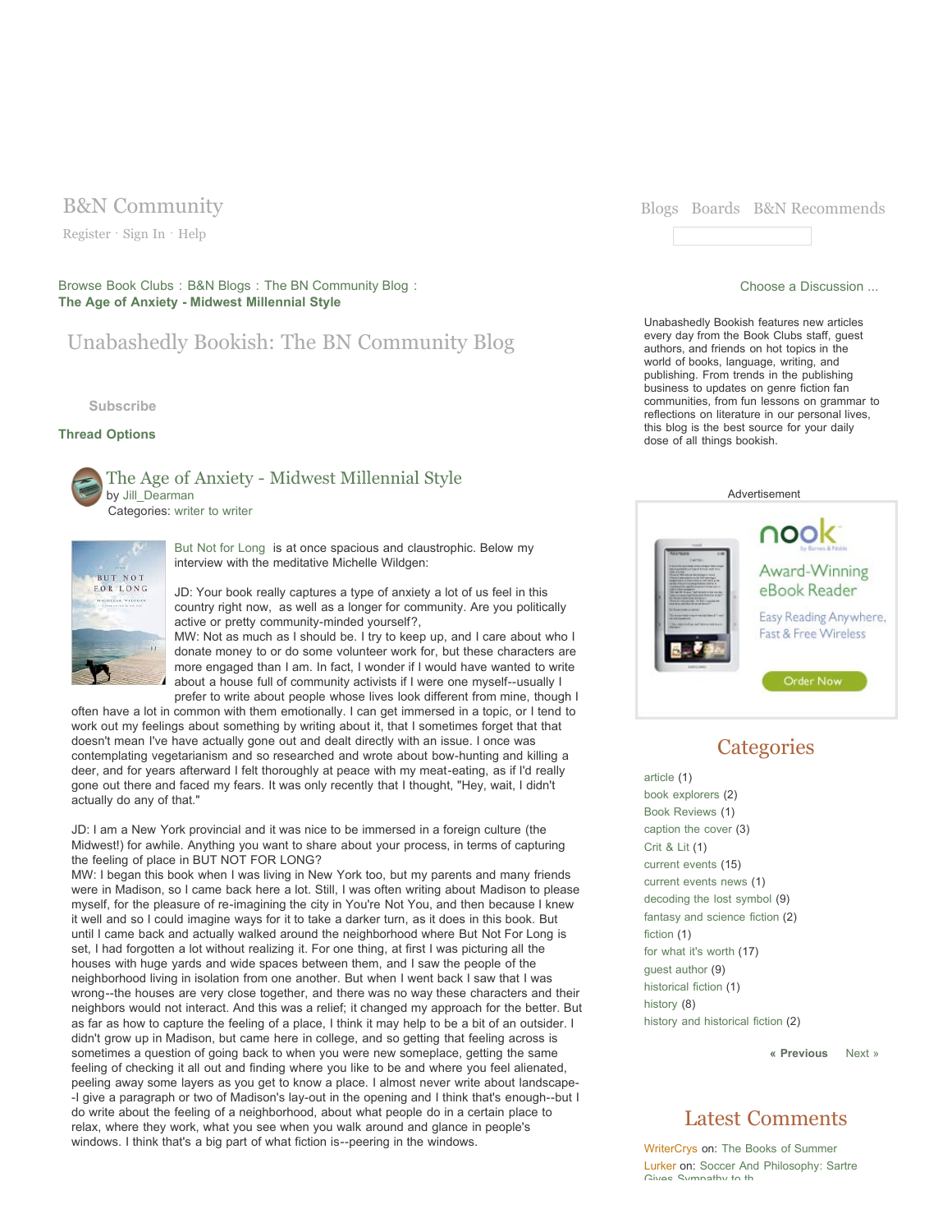B&N Community

Register · Sign In · Help

Blogs Boards B&N Recommends

Browse Book Clubs : B&N Blogs : The BN Community Blog :
**The Age of Anxiety - Midwest Millennial Style**

Choose a Discussion ...

# Unabashedly Bookish: The BN Community Blog

Subscribe

**Thread Options**

## The Age of Anxiety - Midwest Millennial Style

by Jill_Dearman

Categories: writer to writer

But Not for Long is at once spacious and claustrophobic. Below my interview with the meditative Michelle Wildgen:

JD: Your book really captures a type of anxiety a lot of us feel in this country right now, as well as a longer for community. Are you politically active or pretty community-minded yourself?,

MW: Not as much as I should be. I try to keep up, and I care about who I donate money to or do some volunteer work for, but these characters are more engaged than I am. In fact, I wonder if I would have wanted to write about a house full of community activists if I were one myself--usually I prefer to write about people whose lives look different from mine, though I often have a lot in common with them emotionally. I can get immersed in a topic, or I tend to work out my feelings about something by writing about it, that I sometimes forget that that doesn't mean I've have actually gone out and dealt directly with an issue. I once was contemplating vegetarianism and so researched and wrote about bow-hunting and killing a deer, and for years afterward I felt thoroughly at peace with my meat-eating, as if I'd really gone out there and faced my fears. It was only recently that I thought, "Hey, wait, I didn't actually do any of that."

JD: I am a New York provincial and it was nice to be immersed in a foreign culture (the Midwest!) for awhile. Anything you want to share about your process, in terms of capturing the feeling of place in BUT NOT FOR LONG?

MW: I began this book when I was living in New York too, but my parents and many friends were in Madison, so I came back here a lot. Still, I was often writing about Madison to please myself, for the pleasure of re-imagining the city in You're Not You, and then because I knew it well and so I could imagine ways for it to take a darker turn, as it does in this book. But until I came back and actually walked around the neighborhood where But Not For Long is set, I had forgotten a lot without realizing it. For one thing, at first I was picturing all the houses with huge yards and wide spaces between them, and I saw the people of the neighborhood living in isolation from one another. But when I went back I saw that I was wrong--the houses are very close together, and there was no way these characters and their neighbors would not interact. And this was a relief; it changed my approach for the better. But as far as how to capture the feeling of a place, I think it may help to be a bit of an outsider. I didn't grow up in Madison, but came here in college, and so getting that feeling across is sometimes a question of going back to when you were new someplace, getting the same feeling of checking it all out and finding where you like to be and where you feel alienated, peeling away some layers as you get to know a place. I almost never write about landscape--I give a paragraph or two of Madison's lay-out in the opening and I think that's enough--but I do write about the feeling of a neighborhood, about what people do in a certain place to relax, where they work, what you see when you walk around and glance in people's windows. I think that's a big part of what fiction is--peering in the windows.

---

Unabashedly Bookish features new articles every day from the Book Clubs staff, guest authors, and friends on hot topics in the world of books, language, writing, and publishing. From trends in the publishing business to updates on genre fiction fan communities, from fun lessons on grammar to reflections on literature in our personal lives, this blog is the best source for your daily dose of all things bookish.

Advertisement

nook by Barnes & Noble
Award-Winning eBook Reader
Easy Reading Anywhere, Fast & Free Wireless
Order Now

## Categories

- article (1)
- book explorers (2)
- Book Reviews (1)
- caption the cover (3)
- Crit & Lit (1)
- current events (15)
- current events news (1)
- decoding the lost symbol (9)
- fantasy and science fiction (2)
- fiction (1)
- for what it's worth (17)
- guest author (9)
- historical fiction (1)
- history (8)
- history and historical fiction (2)

« Previous Next »

## Latest Comments

WriterCrys on: The Books of Summer
Lurker on: Soccer And Philosophy: Sartre Gives Sympathy to th...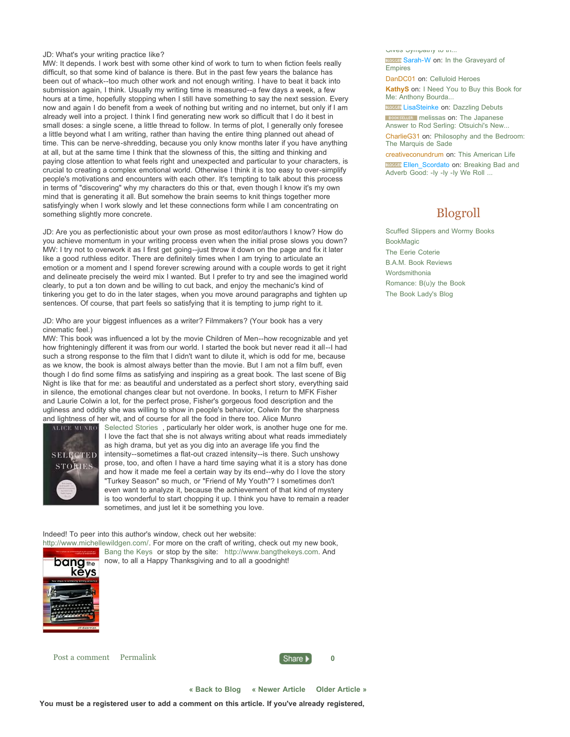JD: What's your writing practice like?
MW: It depends. I work best with some other kind of work to turn to when fiction feels really difficult, so that some kind of balance is there. But in the past few years the balance has been out of whack--too much other work and not enough writing. I have to beat it back into submission again, I think. Usually my writing time is measured--a few days a week, a few hours at a time, hopefully stopping when I still have something to say the next session. Every now and again I do benefit from a week of nothing but writing and no internet, but only if I am already well into a project. I think I find generating new work so difficult that I do it best in small doses: a single scene, a little thread to follow. In terms of plot, I generally only foresee a little beyond what I am writing, rather than having the entire thing planned out ahead of time. This can be nerve-shredding, because you only know months later if you have anything at all, but at the same time I think that the slowness of this, the sitting and thinking and paying close attention to what feels right and unexpected and particular to your characters, is crucial to creating a complex emotional world. Otherwise I think it is too easy to over-simplify people's motivations and encounters with each other. It's tempting to talk about this process in terms of "discovering" why my characters do this or that, even though I know it's my own mind that is generating it all. But somehow the brain seems to knit things together more satisfyingly when I work slowly and let these connections form while I am concentrating on something slightly more concrete.

JD: Are you as perfectionistic about your own prose as most editor/authors I know? How do you achieve momentum in your writing process even when the initial prose slows you down?
MW: I try not to overwork it as I first get going--just throw it down on the page and fix it later like a good ruthless editor. There are definitely times when I am trying to articulate an emotion or a moment and I spend forever screwing around with a couple words to get it right and delineate precisely the weird mix I wanted. But I prefer to try and see the imagined world clearly, to put a ton down and be willing to cut back, and enjoy the mechanic's kind of tinkering you get to do in the later stages, when you move around paragraphs and tighten up sentences. Of course, that part feels so satisfying that it is tempting to jump right to it.

JD: Who are your biggest influences as a writer? Filmmakers? (Your book has a very cinematic feel.)
MW: This book was influenced a lot by the movie Children of Men--how recognizable and yet how frighteningly different it was from our world. I started the book but never read it all--I had such a strong response to the film that I didn't want to dilute it, which is odd for me, because as we know, the book is almost always better than the movie. But I am not a film buff, even though I do find some films as satisfying and inspiring as a great book. The last scene of Big Night is like that for me: as beautiful and understated as a perfect short story, everything said in silence, the emotional changes clear but not overdone. In books, I return to MFK Fisher and Laurie Colwin a lot, for the perfect prose, Fisher's gorgeous food description and the ugliness and oddity she was willing to show in people's behavior, Colwin for the sharpness and lightness of her wit, and of course for all the food in there too. Alice Munro Selected Stories, particularly her older work, is another huge one for me. I love the fact that she is not always writing about what reads immediately as high drama, but yet as you dig into an average life you find the intensity--sometimes a flat-out crazed intensity--is there. Such unshowy prose, too, and often I have a hard time saying what it is a story has done and how it made me feel a certain way by its end--why do I love the story "Turkey Season" so much, or "Friend of My Youth"? I sometimes don't even want to analyze it, because the achievement of that kind of mystery is too wonderful to start chopping it up. I think you have to remain a reader sometimes, and just let it be something you love.

Indeed! To peer into this author's window, check out her website: http://www.michellewildgen.com/. For more on the craft of writing, check out my new book, Bang the Keys or stop by the site: http://www.bangthekeys.com. And now, to all a Happy Thanksgiving and to all a goodnight!

Post a comment    Permalink

Share    0

« Back to Blog    « Newer Article    Older Article »

**You must be a registered user to add a comment on this article. If you've already registered,**

Gives Sympathy to th...
Sarah-W on: In the Graveyard of Empires
DanDC01 on: Celluloid Heroes
KathyS on: I Need You to Buy this Book for Me: Anthony Bourda...
LisaSteinke on: Dazzling Debuts
melissas on: The Japanese Answer to Rod Serling: Otsuichi's New...
CharlieG31 on: Philosophy and the Bedroom: The Marquis de Sade
creativeconundrum on: This American Life
Ellen_Scordato on: Breaking Bad and Adverb Good: -ly -ly -ly We Roll ...

## Blogroll

Scuffed Slippers and Wormy Books
BookMagic
The Eerie Coterie
B.A.M. Book Reviews
Wordsmithonia
Romance: B(u)y the Book
The Book Lady's Blog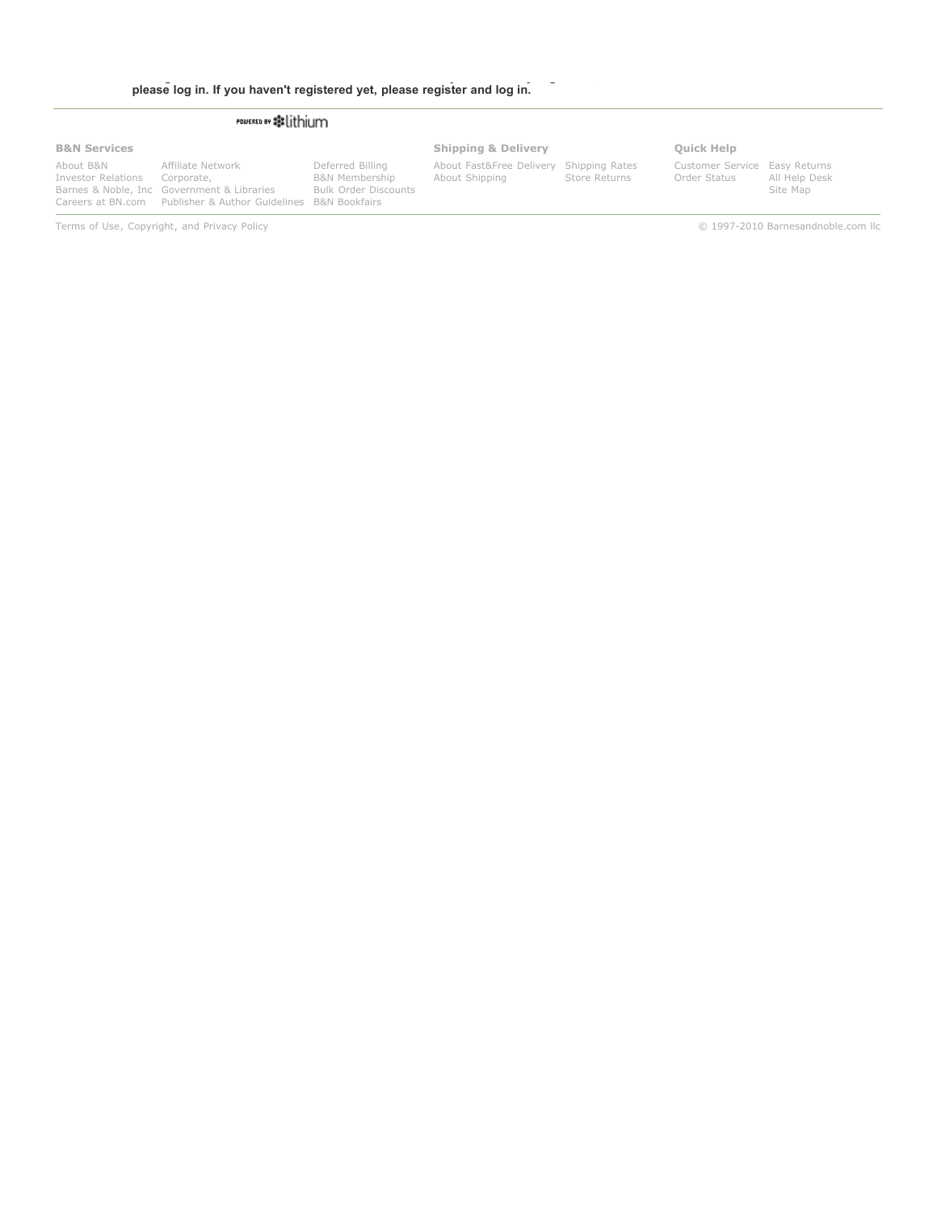please log in. If you haven't registered yet, please register and log in.

POWERED BY lithium

**B&N Services**

About B&N
Investor Relations
Barnes & Noble, Inc
Careers at BN.com
Affiliate Network
Corporate, Government & Libraries
Publisher & Author Guidelines
Deferred Billing
B&N Membership
Bulk Order Discounts
B&N Bookfairs

**Shipping & Delivery**

About Fast&Free Delivery
About Shipping
Shipping Rates
Store Returns

**Quick Help**

Customer Service
Order Status
Easy Returns
All Help Desk
Site Map

Terms of Use, Copyright, and Privacy Policy

© 1997-2010 Barnesandnoble.com llc